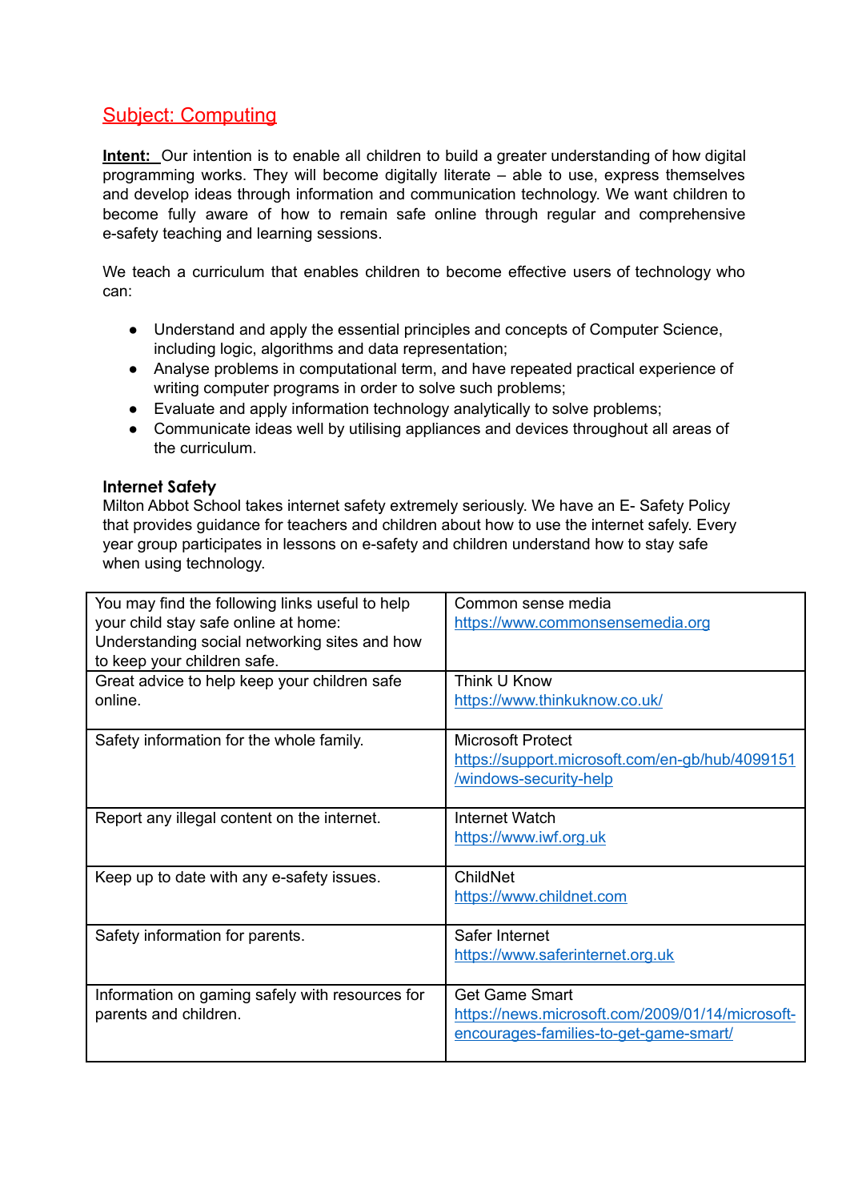# Subject: Computing

**Intent:** Our intention is to enable all children to build a greater understanding of how digital programming works. They will become digitally literate – able to use, express themselves and develop ideas through information and communication technology. We want children to become fully aware of how to remain safe online through regular and comprehensive e-safety teaching and learning sessions.

We teach a curriculum that enables children to become effective users of technology who can:

- Understand and apply the essential principles and concepts of Computer Science, including logic, algorithms and data representation;
- Analyse problems in computational term, and have repeated practical experience of writing computer programs in order to solve such problems;
- Evaluate and apply information technology analytically to solve problems;
- Communicate ideas well by utilising appliances and devices throughout all areas of the curriculum.

### Internet Safety

Milton Abbot School takes internet safety extremely seriously. We have an E- Safety Policy that provides guidance for teachers and children about how to use the internet safely. Every year group participates in lessons on e-safety and children understand how to stay safe when using technology.

| | |
|---|---|
| You may find the following links useful to help your child stay safe online at home: Understanding social networking sites and how to keep your children safe. | Common sense media https://www.commonsensemedia.org |
| Great advice to help keep your children safe online. | Think U Know https://www.thinkuknow.co.uk/ |
| Safety information for the whole family. | Microsoft Protect https://support.microsoft.com/en-gb/hub/4099151/windows-security-help |
| Report any illegal content on the internet. | Internet Watch https://www.iwf.org.uk |
| Keep up to date with any e-safety issues. | ChildNet https://www.childnet.com |
| Safety information for parents. | Safer Internet https://www.saferinternet.org.uk |
| Information on gaming safely with resources for parents and children. | Get Game Smart https://news.microsoft.com/2009/01/14/microsoft-encourages-families-to-get-game-smart/ |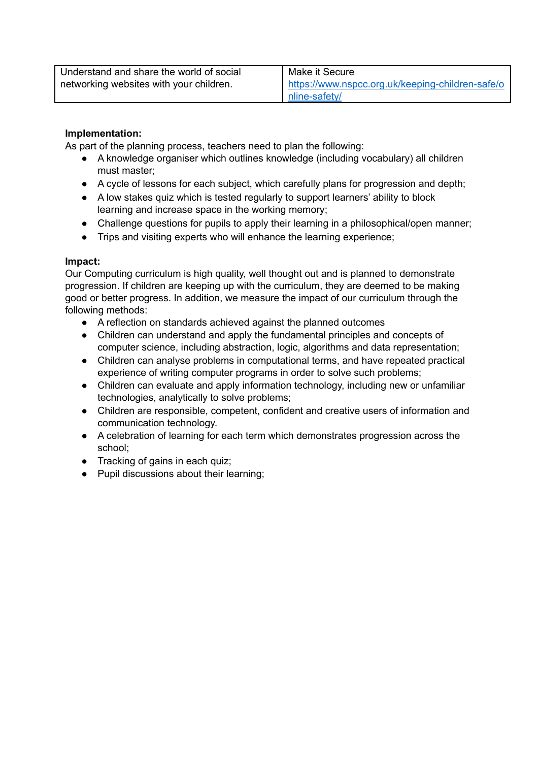| | |
|---|---|
| Understand and share the world of social networking websites with your children. | Make it Secure https://www.nspcc.org.uk/keeping-children-safe/online-safety/ |

**Implementation:**
As part of the planning process, teachers need to plan the following:

- A knowledge organiser which outlines knowledge (including vocabulary) all children must master;
- A cycle of lessons for each subject, which carefully plans for progression and depth;
- A low stakes quiz which is tested regularly to support learners' ability to block learning and increase space in the working memory;
- Challenge questions for pupils to apply their learning in a philosophical/open manner;
- Trips and visiting experts who will enhance the learning experience;

**Impact:**
Our Computing curriculum is high quality, well thought out and is planned to demonstrate progression. If children are keeping up with the curriculum, they are deemed to be making good or better progress. In addition, we measure the impact of our curriculum through the following methods:

- A reflection on standards achieved against the planned outcomes
- Children can understand and apply the fundamental principles and concepts of computer science, including abstraction, logic, algorithms and data representation;
- Children can analyse problems in computational terms, and have repeated practical experience of writing computer programs in order to solve such problems;
- Children can evaluate and apply information technology, including new or unfamiliar technologies, analytically to solve problems;
- Children are responsible, competent, confident and creative users of information and communication technology.
- A celebration of learning for each term which demonstrates progression across the school;
- Tracking of gains in each quiz;
- Pupil discussions about their learning;